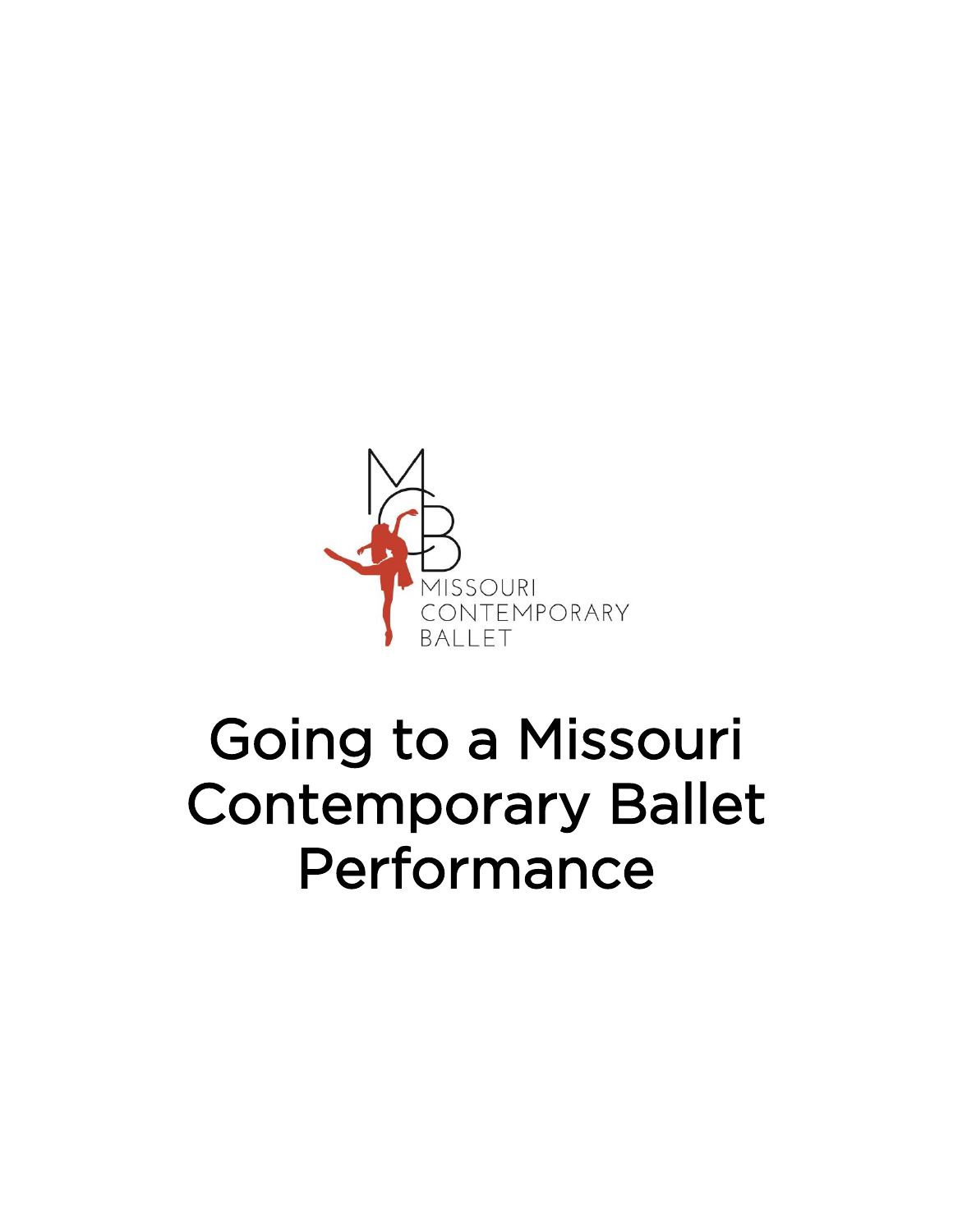MISSOURI CONTEMPORARY BALLET

# Going to a Missouri Contemporary Ballet Performance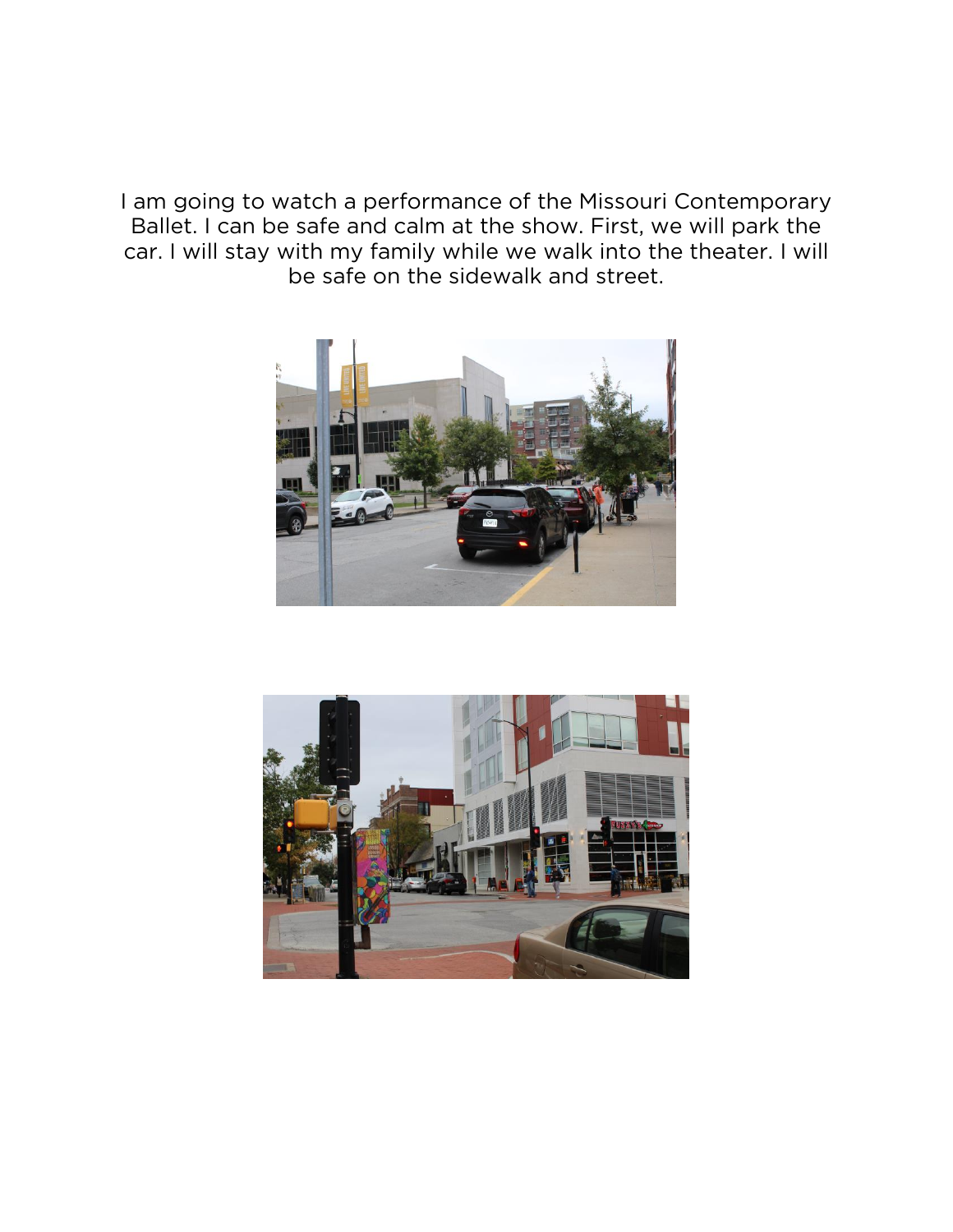I am going to watch a performance of the Missouri Contemporary Ballet. I can be safe and calm at the show. First, we will park the car. I will stay with my family while we walk into the theater. I will be safe on the sidewalk and street.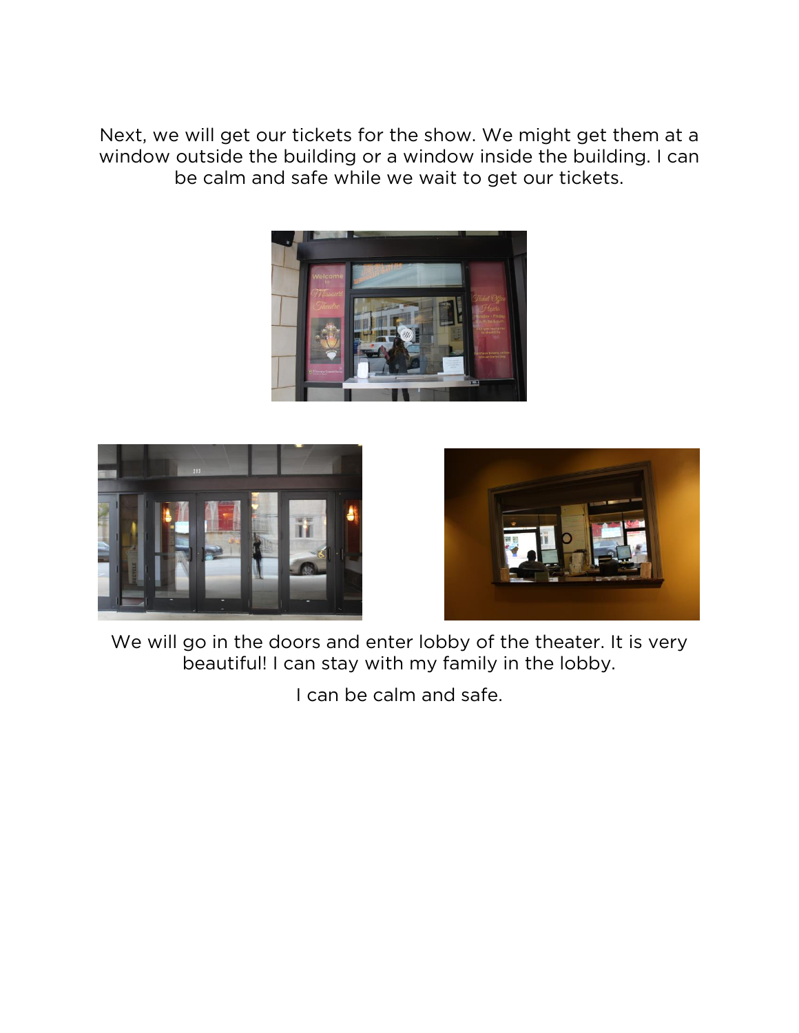Next, we will get our tickets for the show. We might get them at a window outside the building or a window inside the building. I can be calm and safe while we wait to get our tickets.

We will go in the doors and enter lobby of the theater. It is very beautiful! I can stay with my family in the lobby.

I can be calm and safe.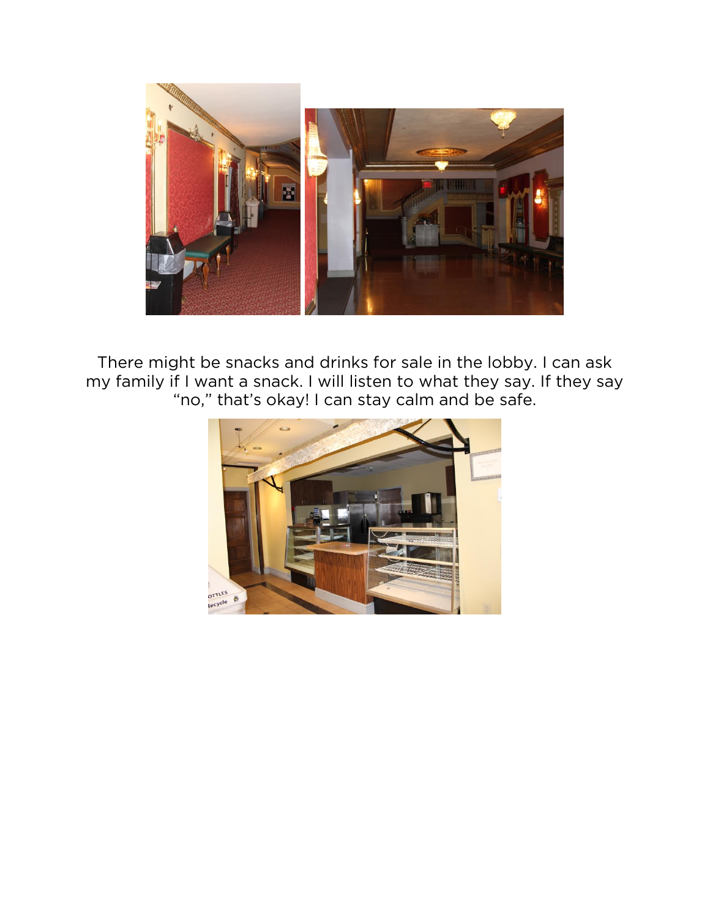There might be snacks and drinks for sale in the lobby. I can ask my family if I want a snack. I will listen to what they say. If they say "no," that's okay! I can stay calm and be safe.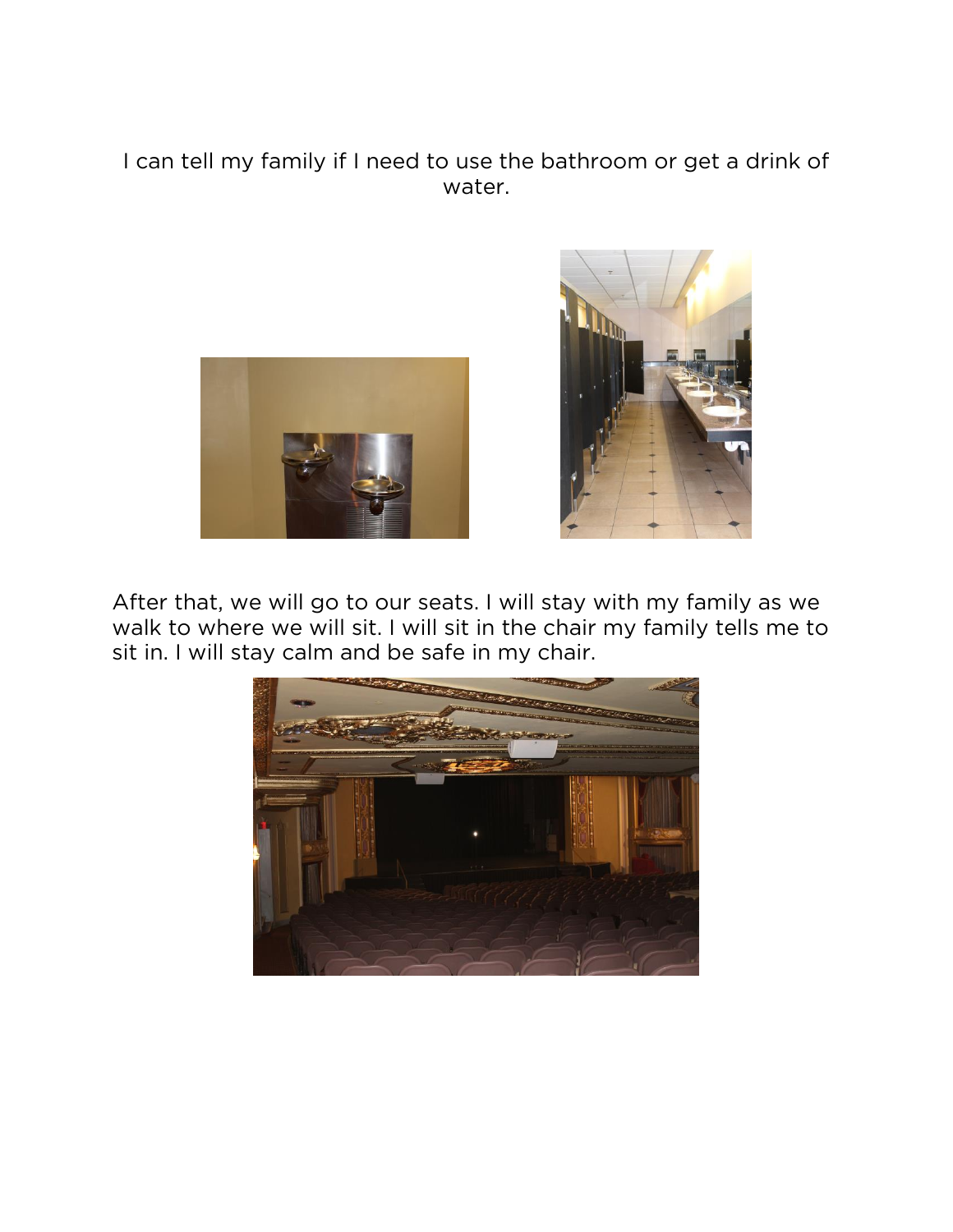I can tell my family if I need to use the bathroom or get a drink of water.

After that, we will go to our seats. I will stay with my family as we walk to where we will sit. I will sit in the chair my family tells me to sit in. I will stay calm and be safe in my chair.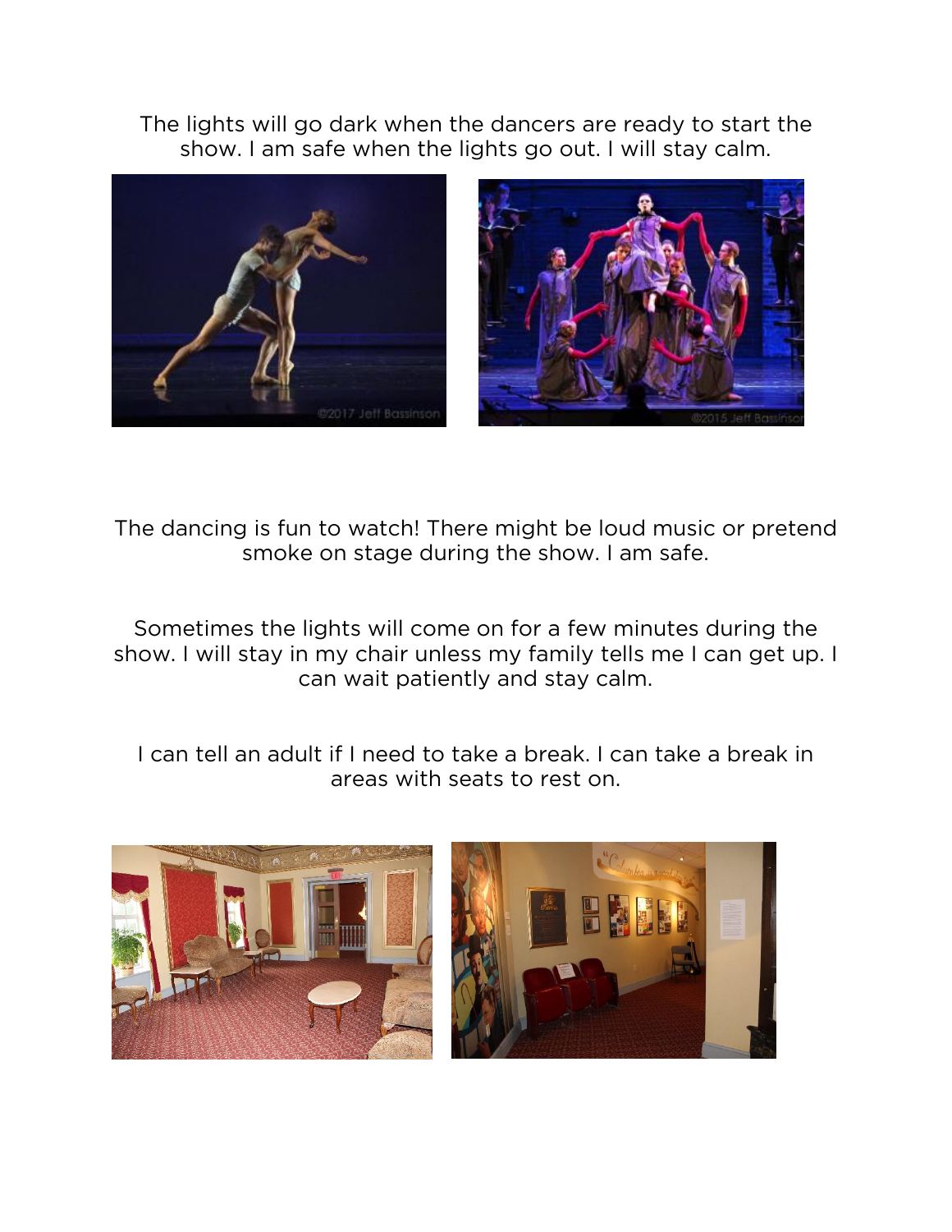The lights will go dark when the dancers are ready to start the show. I am safe when the lights go out. I will stay calm.

The dancing is fun to watch! There might be loud music or pretend smoke on stage during the show. I am safe.

Sometimes the lights will come on for a few minutes during the show. I will stay in my chair unless my family tells me I can get up. I can wait patiently and stay calm.

I can tell an adult if I need to take a break. I can take a break in areas with seats to rest on.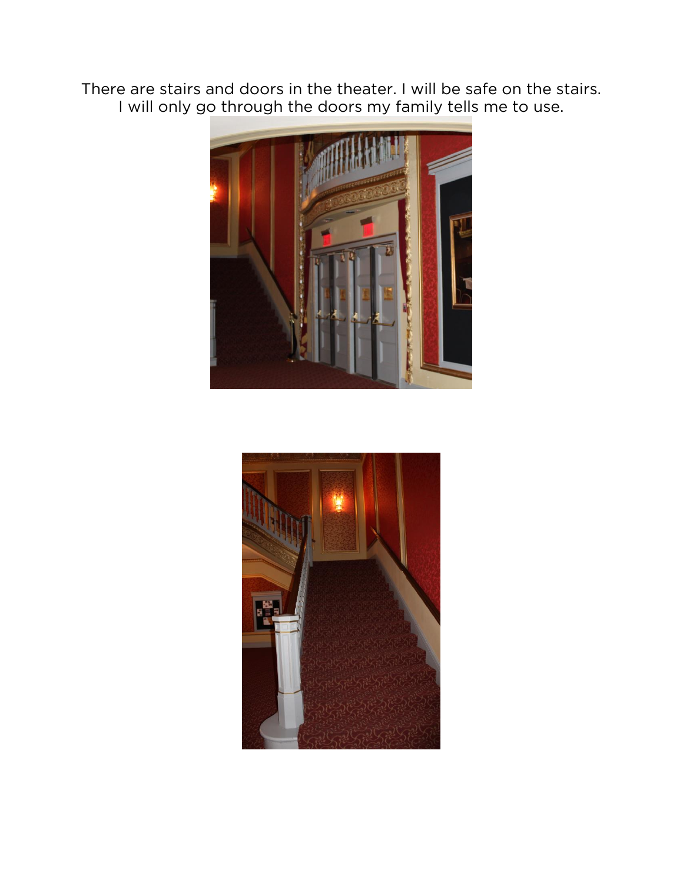There are stairs and doors in the theater. I will be safe on the stairs.
I will only go through the doors my family tells me to use.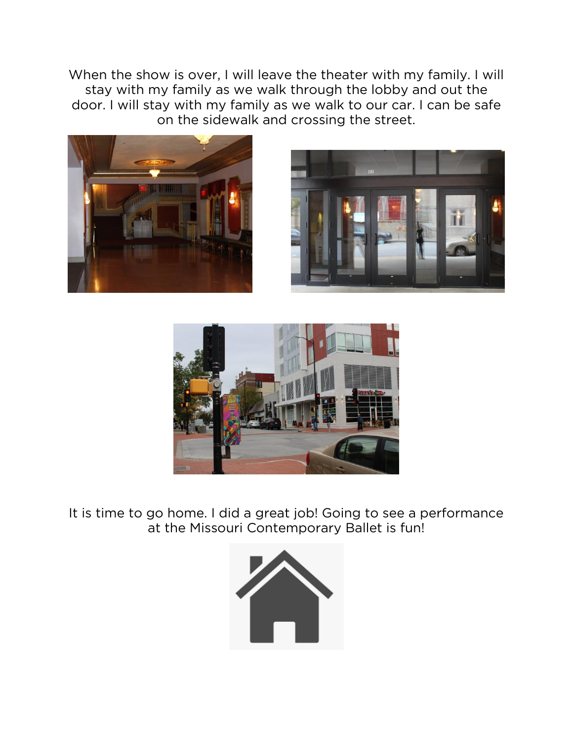When the show is over, I will leave the theater with my family. I will stay with my family as we walk through the lobby and out the door. I will stay with my family as we walk to our car. I can be safe on the sidewalk and crossing the street.

It is time to go home. I did a great job! Going to see a performance at the Missouri Contemporary Ballet is fun!